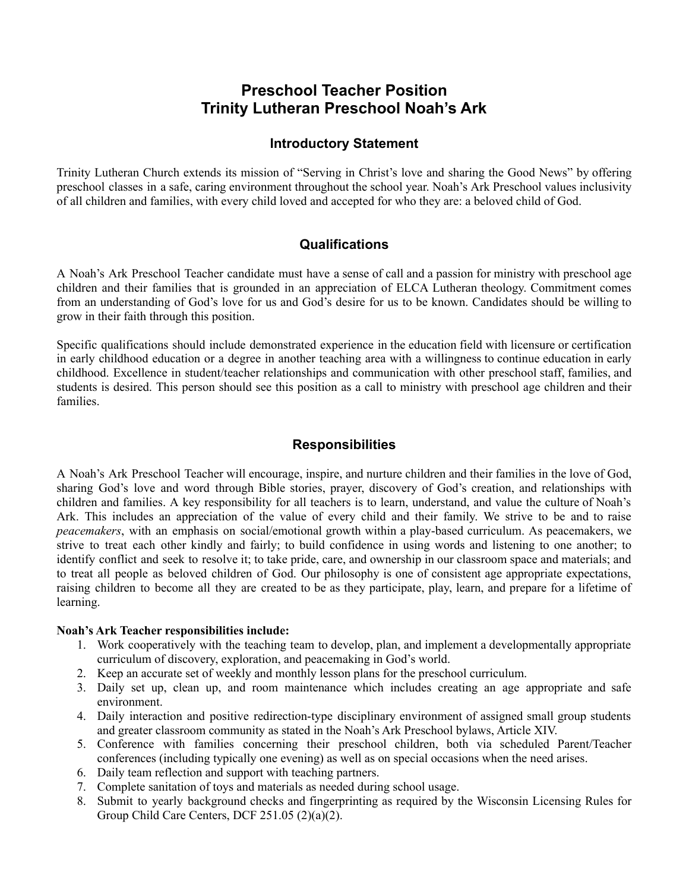# Preschool Teacher Position
# Trinity Lutheran Preschool Noah's Ark

## Introductory Statement

Trinity Lutheran Church extends its mission of "Serving in Christ's love and sharing the Good News" by offering preschool classes in a safe, caring environment throughout the school year. Noah's Ark Preschool values inclusivity of all children and families, with every child loved and accepted for who they are: a beloved child of God.

## Qualifications

A Noah's Ark Preschool Teacher candidate must have a sense of call and a passion for ministry with preschool age children and their families that is grounded in an appreciation of ELCA Lutheran theology. Commitment comes from an understanding of God's love for us and God's desire for us to be known. Candidates should be willing to grow in their faith through this position.

Specific qualifications should include demonstrated experience in the education field with licensure or certification in early childhood education or a degree in another teaching area with a willingness to continue education in early childhood. Excellence in student/teacher relationships and communication with other preschool staff, families, and students is desired. This person should see this position as a call to ministry with preschool age children and their families.

## Responsibilities

A Noah's Ark Preschool Teacher will encourage, inspire, and nurture children and their families in the love of God, sharing God's love and word through Bible stories, prayer, discovery of God's creation, and relationships with children and families. A key responsibility for all teachers is to learn, understand, and value the culture of Noah's Ark. This includes an appreciation of the value of every child and their family. We strive to be and to raise *peacemakers*, with an emphasis on social/emotional growth within a play-based curriculum. As peacemakers, we strive to treat each other kindly and fairly; to build confidence in using words and listening to one another; to identify conflict and seek to resolve it; to take pride, care, and ownership in our classroom space and materials; and to treat all people as beloved children of God. Our philosophy is one of consistent age appropriate expectations, raising children to become all they are created to be as they participate, play, learn, and prepare for a lifetime of learning.

**Noah's Ark Teacher responsibilities include:**

1. Work cooperatively with the teaching team to develop, plan, and implement a developmentally appropriate curriculum of discovery, exploration, and peacemaking in God's world.
2. Keep an accurate set of weekly and monthly lesson plans for the preschool curriculum.
3. Daily set up, clean up, and room maintenance which includes creating an age appropriate and safe environment.
4. Daily interaction and positive redirection-type disciplinary environment of assigned small group students and greater classroom community as stated in the Noah's Ark Preschool bylaws, Article XIV.
5. Conference with families concerning their preschool children, both via scheduled Parent/Teacher conferences (including typically one evening) as well as on special occasions when the need arises.
6. Daily team reflection and support with teaching partners.
7. Complete sanitation of toys and materials as needed during school usage.
8. Submit to yearly background checks and fingerprinting as required by the Wisconsin Licensing Rules for Group Child Care Centers, DCF 251.05 (2)(a)(2).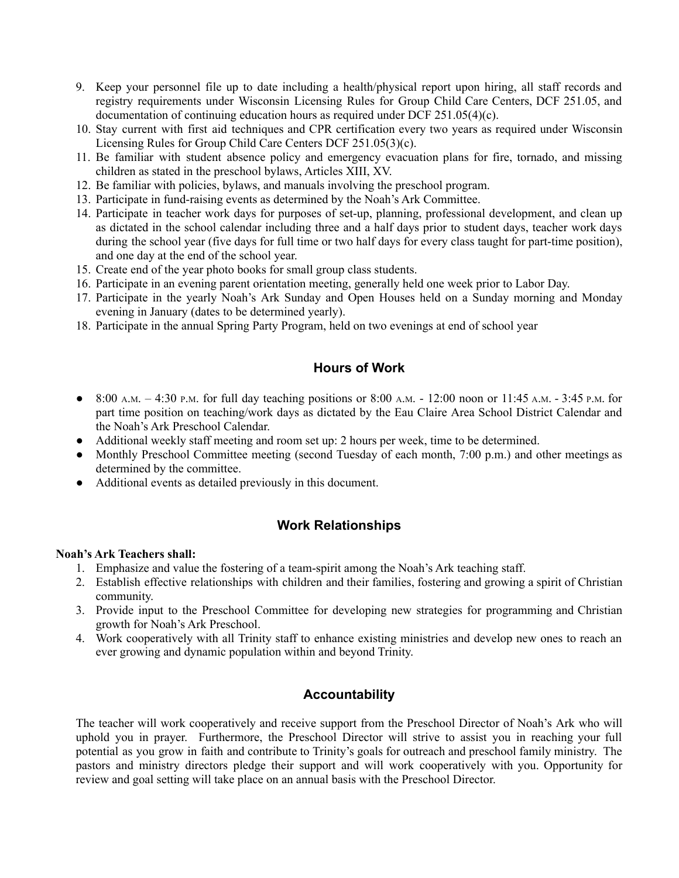9. Keep your personnel file up to date including a health/physical report upon hiring, all staff records and registry requirements under Wisconsin Licensing Rules for Group Child Care Centers, DCF 251.05, and documentation of continuing education hours as required under DCF 251.05(4)(c).
10. Stay current with first aid techniques and CPR certification every two years as required under Wisconsin Licensing Rules for Group Child Care Centers DCF 251.05(3)(c).
11. Be familiar with student absence policy and emergency evacuation plans for fire, tornado, and missing children as stated in the preschool bylaws, Articles XIII, XV.
12. Be familiar with policies, bylaws, and manuals involving the preschool program.
13. Participate in fund-raising events as determined by the Noah's Ark Committee.
14. Participate in teacher work days for purposes of set-up, planning, professional development, and clean up as dictated in the school calendar including three and a half days prior to student days, teacher work days during the school year (five days for full time or two half days for every class taught for part-time position), and one day at the end of the school year.
15. Create end of the year photo books for small group class students.
16. Participate in an evening parent orientation meeting, generally held one week prior to Labor Day.
17. Participate in the yearly Noah's Ark Sunday and Open Houses held on a Sunday morning and Monday evening in January (dates to be determined yearly).
18. Participate in the annual Spring Party Program, held on two evenings at end of school year

## Hours of Work

- 8:00 A.M. – 4:30 P.M. for full day teaching positions or 8:00 A.M. - 12:00 noon or 11:45 A.M. - 3:45 P.M. for part time position on teaching/work days as dictated by the Eau Claire Area School District Calendar and the Noah's Ark Preschool Calendar.
- Additional weekly staff meeting and room set up: 2 hours per week, time to be determined.
- Monthly Preschool Committee meeting (second Tuesday of each month, 7:00 p.m.) and other meetings as determined by the committee.
- Additional events as detailed previously in this document.

## Work Relationships

**Noah's Ark Teachers shall:**

1. Emphasize and value the fostering of a team-spirit among the Noah's Ark teaching staff.
2. Establish effective relationships with children and their families, fostering and growing a spirit of Christian community.
3. Provide input to the Preschool Committee for developing new strategies for programming and Christian growth for Noah's Ark Preschool.
4. Work cooperatively with all Trinity staff to enhance existing ministries and develop new ones to reach an ever growing and dynamic population within and beyond Trinity.

## Accountability

The teacher will work cooperatively and receive support from the Preschool Director of Noah's Ark who will uphold you in prayer. Furthermore, the Preschool Director will strive to assist you in reaching your full potential as you grow in faith and contribute to Trinity's goals for outreach and preschool family ministry. The pastors and ministry directors pledge their support and will work cooperatively with you. Opportunity for review and goal setting will take place on an annual basis with the Preschool Director.